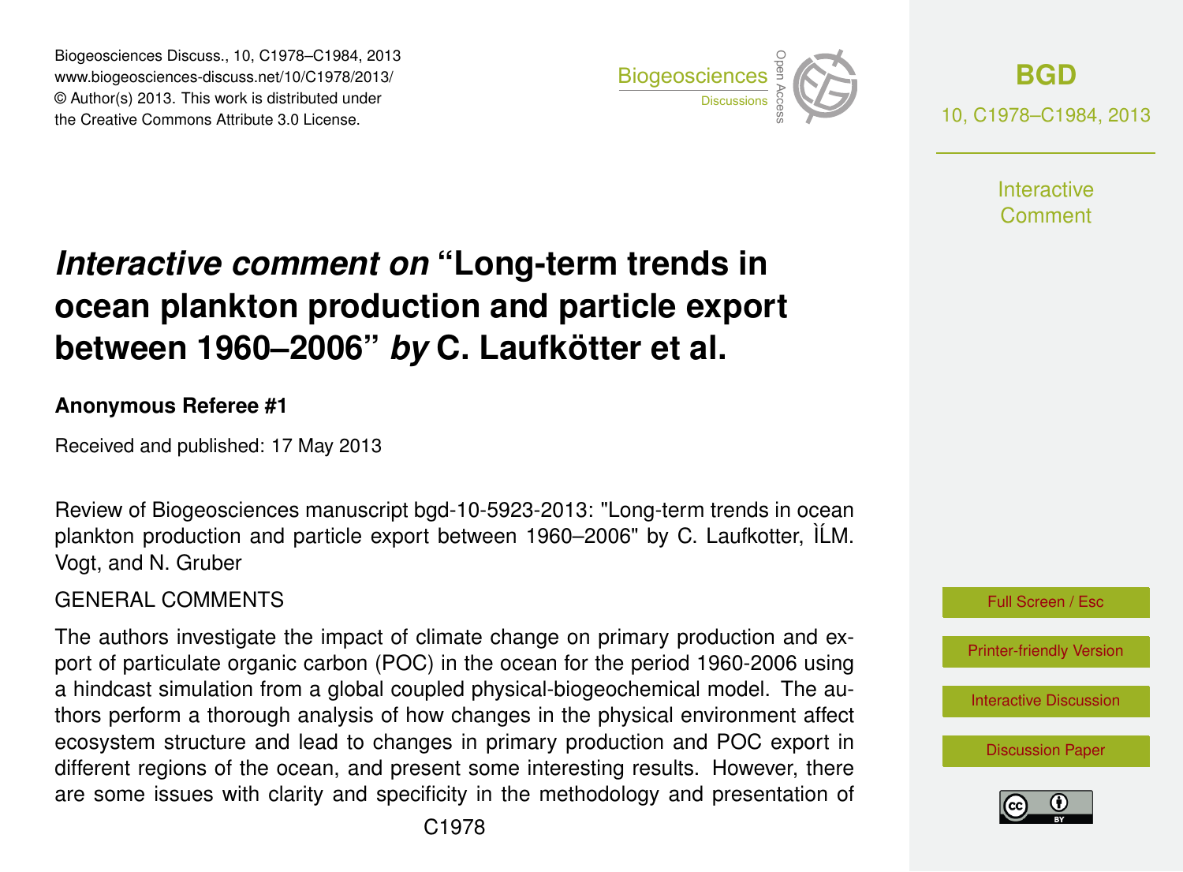# *Interactive comment on* "Long-term trends in ocean plankton production and particle export between 1960–2006" *by* C. Laufkötter et al.

**Anonymous Referee #1**

Received and published: 17 May 2013

Review of Biogeosciences manuscript bgd-10-5923-2013: "Long-term trends in ocean plankton production and particle export between 1960–2006" by C. Laufkotter, ÌĹM. Vogt, and N. Gruber

GENERAL COMMENTS

The authors investigate the impact of climate change on primary production and export of particulate organic carbon (POC) in the ocean for the period 1960-2006 using a hindcast simulation from a global coupled physical-biogeochemical model. The authors perform a thorough analysis of how changes in the physical environment affect ecosystem structure and lead to changes in primary production and POC export in different regions of the ocean, and present some interesting results. However, there are some issues with clarity and specificity in the methodology and presentation of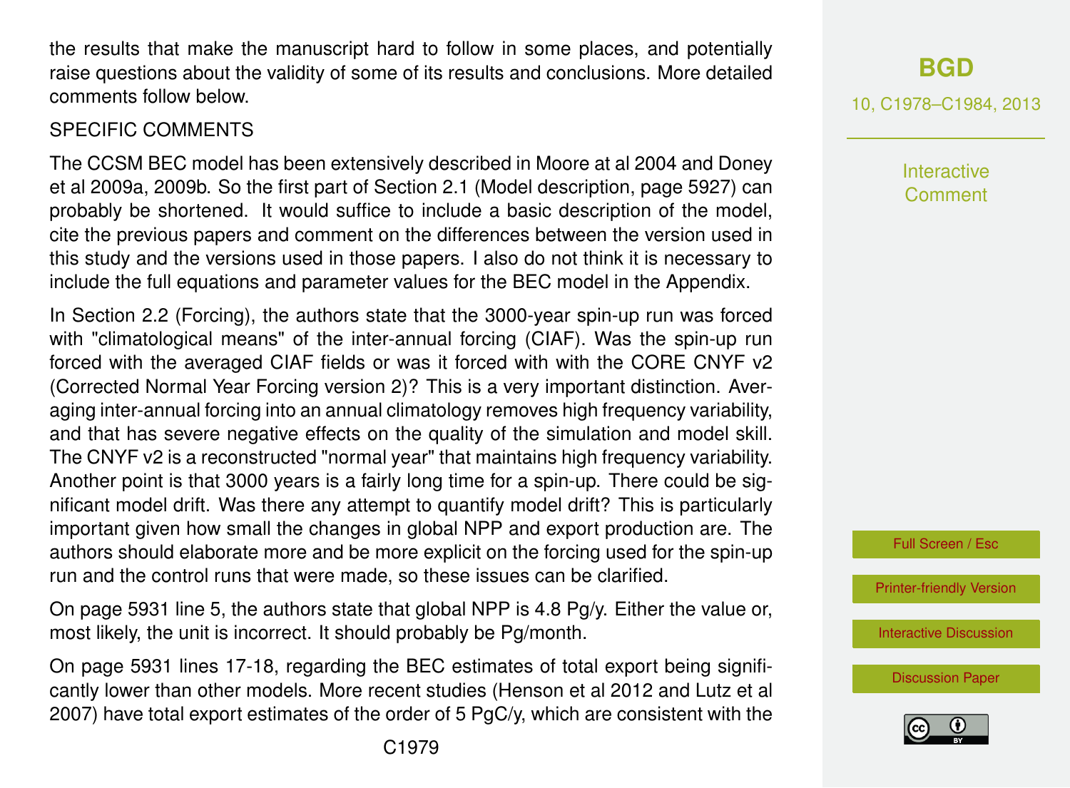the results that make the manuscript hard to follow in some places, and potentially raise questions about the validity of some of its results and conclusions. More detailed comments follow below.

SPECIFIC COMMENTS

The CCSM BEC model has been extensively described in Moore at al 2004 and Doney et al 2009a, 2009b. So the first part of Section 2.1 (Model description, page 5927) can probably be shortened. It would suffice to include a basic description of the model, cite the previous papers and comment on the differences between the version used in this study and the versions used in those papers. I also do not think it is necessary to include the full equations and parameter values for the BEC model in the Appendix.

In Section 2.2 (Forcing), the authors state that the 3000-year spin-up run was forced with "climatological means" of the inter-annual forcing (CIAF). Was the spin-up run forced with the averaged CIAF fields or was it forced with with the CORE CNYF v2 (Corrected Normal Year Forcing version 2)? This is a very important distinction. Averaging inter-annual forcing into an annual climatology removes high frequency variability, and that has severe negative effects on the quality of the simulation and model skill. The CNYF v2 is a reconstructed "normal year" that maintains high frequency variability. Another point is that 3000 years is a fairly long time for a spin-up. There could be significant model drift. Was there any attempt to quantify model drift? This is particularly important given how small the changes in global NPP and export production are. The authors should elaborate more and be more explicit on the forcing used for the spin-up run and the control runs that were made, so these issues can be clarified.

On page 5931 line 5, the authors state that global NPP is 4.8 Pg/y. Either the value or, most likely, the unit is incorrect. It should probably be Pg/month.

On page 5931 lines 17-18, regarding the BEC estimates of total export being significantly lower than other models. More recent studies (Henson et al 2012 and Lutz et al 2007) have total export estimates of the order of 5 PgC/y, which are consistent with the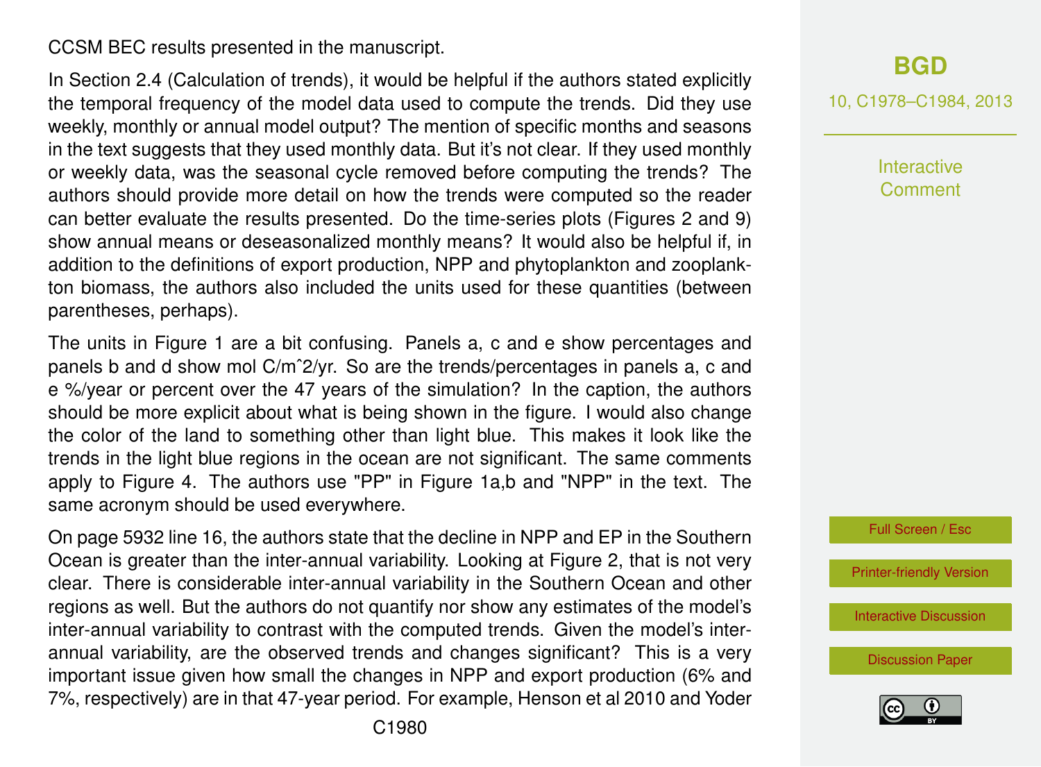CCSM BEC results presented in the manuscript.

In Section 2.4 (Calculation of trends), it would be helpful if the authors stated explicitly the temporal frequency of the model data used to compute the trends. Did they use weekly, monthly or annual model output? The mention of specific months and seasons in the text suggests that they used monthly data. But it's not clear. If they used monthly or weekly data, was the seasonal cycle removed before computing the trends? The authors should provide more detail on how the trends were computed so the reader can better evaluate the results presented. Do the time-series plots (Figures 2 and 9) show annual means or deseasonalized monthly means? It would also be helpful if, in addition to the definitions of export production, NPP and phytoplankton and zooplankton biomass, the authors also included the units used for these quantities (between parentheses, perhaps).

The units in Figure 1 are a bit confusing. Panels a, c and e show percentages and panels b and d show mol C/mˆ2/yr. So are the trends/percentages in panels a, c and e %/year or percent over the 47 years of the simulation? In the caption, the authors should be more explicit about what is being shown in the figure. I would also change the color of the land to something other than light blue. This makes it look like the trends in the light blue regions in the ocean are not significant. The same comments apply to Figure 4. The authors use "PP" in Figure 1a,b and "NPP" in the text. The same acronym should be used everywhere.

On page 5932 line 16, the authors state that the decline in NPP and EP in the Southern Ocean is greater than the inter-annual variability. Looking at Figure 2, that is not very clear. There is considerable inter-annual variability in the Southern Ocean and other regions as well. But the authors do not quantify nor show any estimates of the model's inter-annual variability to contrast with the computed trends. Given the model's inter-annual variability, are the observed trends and changes significant? This is a very important issue given how small the changes in NPP and export production (6% and 7%, respectively) are in that 47-year period. For example, Henson et al 2010 and Yoder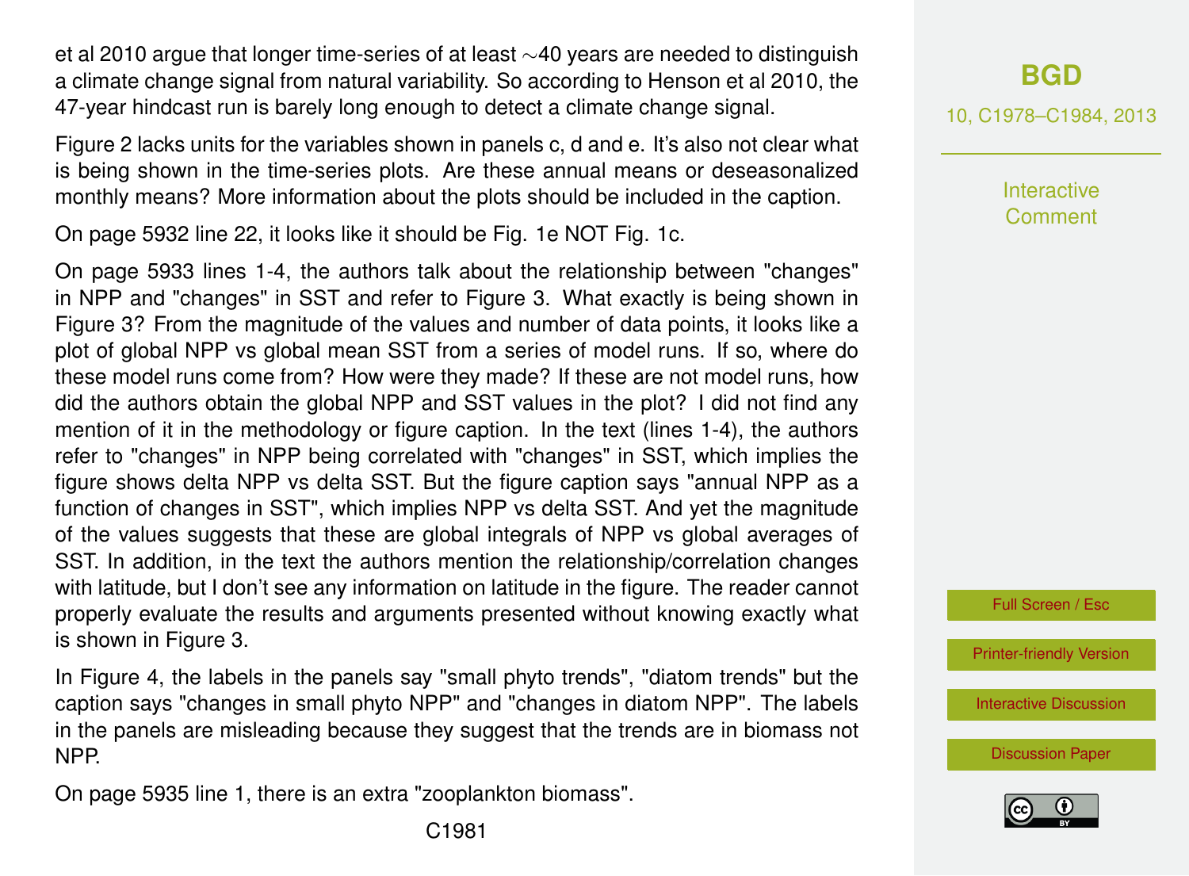et al 2010 argue that longer time-series of at least ∼40 years are needed to distinguish a climate change signal from natural variability. So according to Henson et al 2010, the 47-year hindcast run is barely long enough to detect a climate change signal.

Figure 2 lacks units for the variables shown in panels c, d and e. It's also not clear what is being shown in the time-series plots. Are these annual means or deseasonalized monthly means? More information about the plots should be included in the caption.

On page 5932 line 22, it looks like it should be Fig. 1e NOT Fig. 1c.

On page 5933 lines 1-4, the authors talk about the relationship between "changes" in NPP and "changes" in SST and refer to Figure 3. What exactly is being shown in Figure 3? From the magnitude of the values and number of data points, it looks like a plot of global NPP vs global mean SST from a series of model runs. If so, where do these model runs come from? How were they made? If these are not model runs, how did the authors obtain the global NPP and SST values in the plot? I did not find any mention of it in the methodology or figure caption. In the text (lines 1-4), the authors refer to "changes" in NPP being correlated with "changes" in SST, which implies the figure shows delta NPP vs delta SST. But the figure caption says "annual NPP as a function of changes in SST", which implies NPP vs delta SST. And yet the magnitude of the values suggests that these are global integrals of NPP vs global averages of SST. In addition, in the text the authors mention the relationship/correlation changes with latitude, but I don't see any information on latitude in the figure. The reader cannot properly evaluate the results and arguments presented without knowing exactly what is shown in Figure 3.

In Figure 4, the labels in the panels say "small phyto trends", "diatom trends" but the caption says "changes in small phyto NPP" and "changes in diatom NPP". The labels in the panels are misleading because they suggest that the trends are in biomass not NPP.

On page 5935 line 1, there is an extra "zooplankton biomass".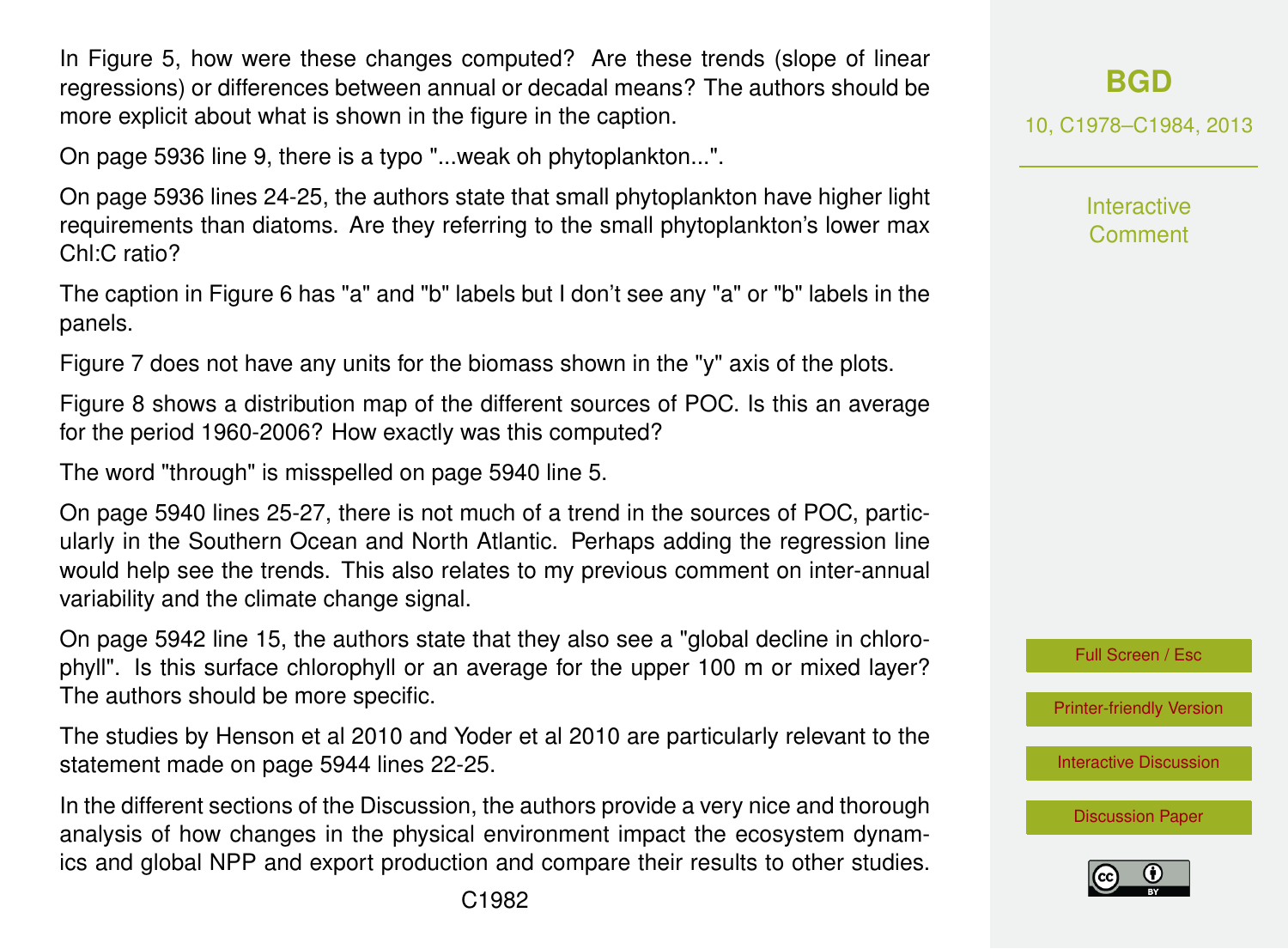In Figure 5, how were these changes computed? Are these trends (slope of linear regressions) or differences between annual or decadal means? The authors should be more explicit about what is shown in the figure in the caption.

On page 5936 line 9, there is a typo "...weak oh phytoplankton...".

On page 5936 lines 24-25, the authors state that small phytoplankton have higher light requirements than diatoms. Are they referring to the small phytoplankton's lower max Chl:C ratio?

The caption in Figure 6 has "a" and "b" labels but I don't see any "a" or "b" labels in the panels.

Figure 7 does not have any units for the biomass shown in the "y" axis of the plots.

Figure 8 shows a distribution map of the different sources of POC. Is this an average for the period 1960-2006? How exactly was this computed?

The word "through" is misspelled on page 5940 line 5.

On page 5940 lines 25-27, there is not much of a trend in the sources of POC, particularly in the Southern Ocean and North Atlantic. Perhaps adding the regression line would help see the trends. This also relates to my previous comment on inter-annual variability and the climate change signal.

On page 5942 line 15, the authors state that they also see a "global decline in chlorophyll". Is this surface chlorophyll or an average for the upper 100 m or mixed layer? The authors should be more specific.

The studies by Henson et al 2010 and Yoder et al 2010 are particularly relevant to the statement made on page 5944 lines 22-25.

In the different sections of the Discussion, the authors provide a very nice and thorough analysis of how changes in the physical environment impact the ecosystem dynamics and global NPP and export production and compare their results to other studies.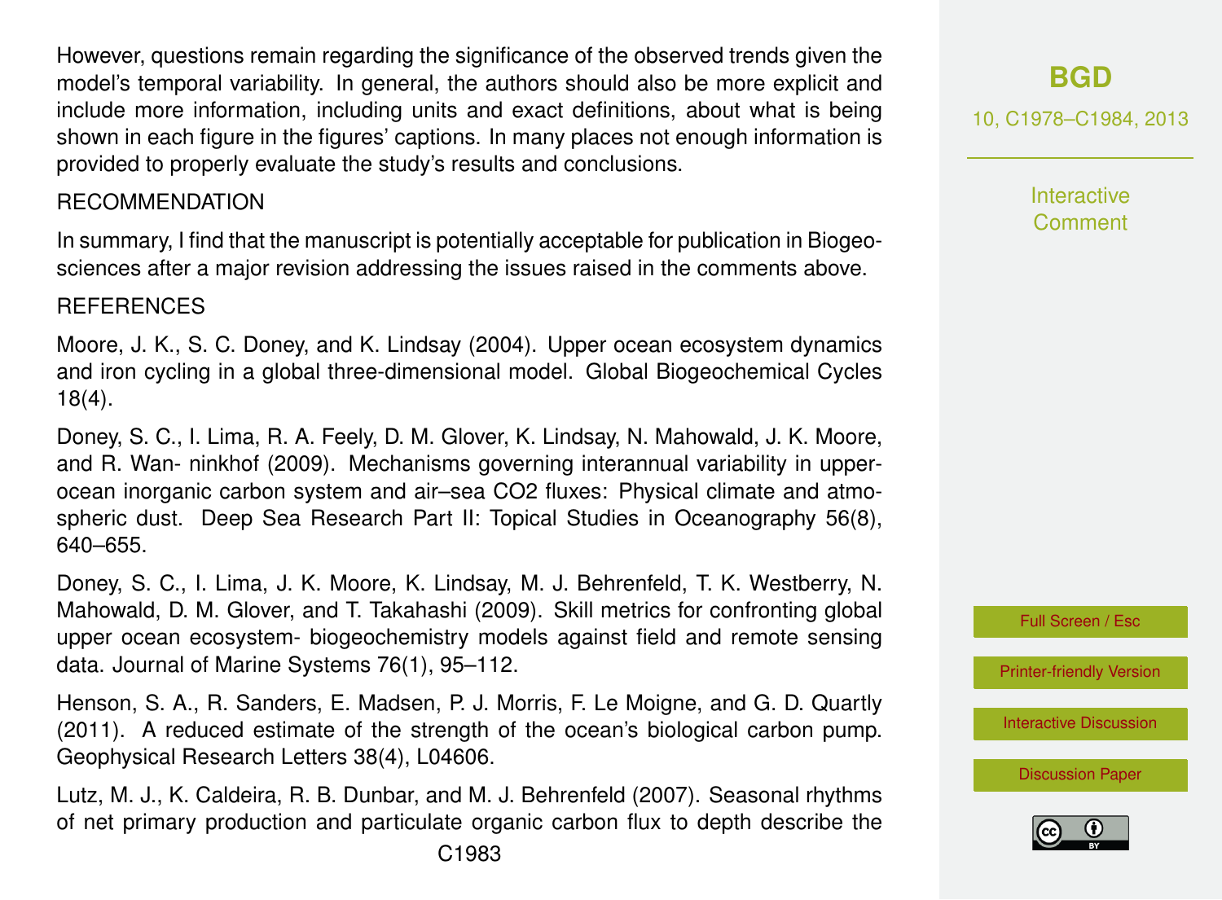However, questions remain regarding the significance of the observed trends given the model's temporal variability. In general, the authors should also be more explicit and include more information, including units and exact definitions, about what is being shown in each figure in the figures' captions. In many places not enough information is provided to properly evaluate the study's results and conclusions.

RECOMMENDATION

In summary, I find that the manuscript is potentially acceptable for publication in Biogeosciences after a major revision addressing the issues raised in the comments above.

REFERENCES

Moore, J. K., S. C. Doney, and K. Lindsay (2004). Upper ocean ecosystem dynamics and iron cycling in a global three-dimensional model. Global Biogeochemical Cycles 18(4).

Doney, S. C., I. Lima, R. A. Feely, D. M. Glover, K. Lindsay, N. Mahowald, J. K. Moore, and R. Wan- ninkhof (2009). Mechanisms governing interannual variability in upper-ocean inorganic carbon system and air–sea CO2 fluxes: Physical climate and atmospheric dust. Deep Sea Research Part II: Topical Studies in Oceanography 56(8), 640–655.

Doney, S. C., I. Lima, J. K. Moore, K. Lindsay, M. J. Behrenfeld, T. K. Westberry, N. Mahowald, D. M. Glover, and T. Takahashi (2009). Skill metrics for confronting global upper ocean ecosystem- biogeochemistry models against field and remote sensing data. Journal of Marine Systems 76(1), 95–112.

Henson, S. A., R. Sanders, E. Madsen, P. J. Morris, F. Le Moigne, and G. D. Quartly (2011). A reduced estimate of the strength of the ocean's biological carbon pump. Geophysical Research Letters 38(4), L04606.

Lutz, M. J., K. Caldeira, R. B. Dunbar, and M. J. Behrenfeld (2007). Seasonal rhythms of net primary production and particulate organic carbon flux to depth describe the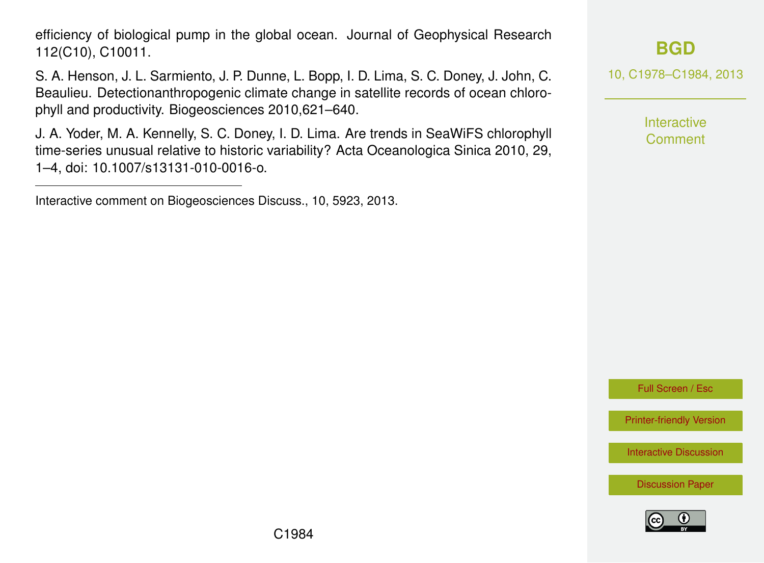efficiency of biological pump in the global ocean. Journal of Geophysical Research 112(C10), C10011.

S. A. Henson, J. L. Sarmiento, J. P. Dunne, L. Bopp, I. D. Lima, S. C. Doney, J. John, C. Beaulieu. Detectionanthropogenic climate change in satellite records of ocean chlorophyll and productivity. Biogeosciences 2010,621–640.

J. A. Yoder, M. A. Kennelly, S. C. Doney, I. D. Lima. Are trends in SeaWiFS chlorophyll time-series unusual relative to historic variability? Acta Oceanologica Sinica 2010, 29, 1–4, doi: 10.1007/s13131-010-0016-o.

---

Interactive comment on Biogeosciences Discuss., 10, 5923, 2013.